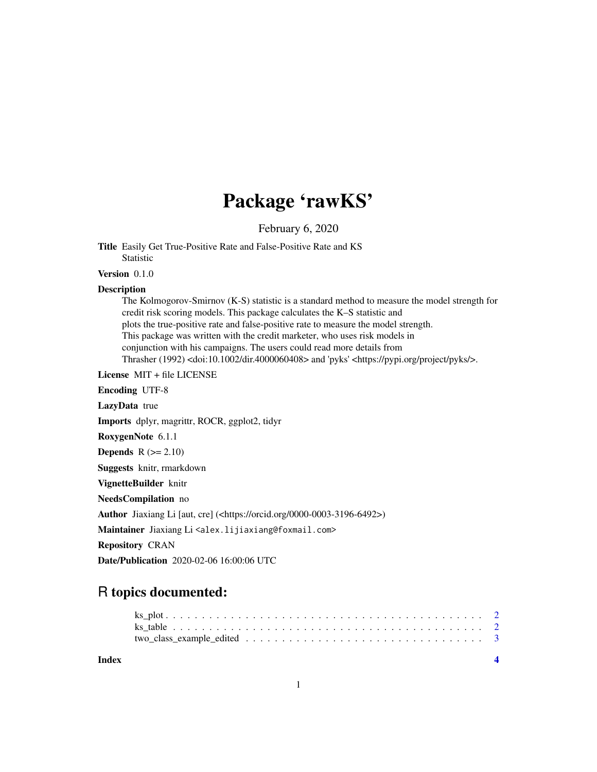# Package 'rawKS'

February 6, 2020

**Title** Easily Get True-Positive Rate and False-Positive Rate and KS Statistic

**Version** 0.1.0

**Description**
The Kolmogorov-Smirnov (K-S) statistic is a standard method to measure the model strength for credit risk scoring models. This package calculates the K–S statistic and plots the true-positive rate and false-positive rate to measure the model strength. This package was written with the credit marketer, who uses risk models in conjunction with his campaigns. The users could read more details from Thrasher (1992) <doi:10.1002/dir.4000060408> and 'pyks' <https://pypi.org/project/pyks/>.

**License** MIT + file LICENSE

**Encoding** UTF-8

**LazyData** true

**Imports** dplyr, magrittr, ROCR, ggplot2, tidyr

**RoxygenNote** 6.1.1

**Depends** R (>= 2.10)

**Suggests** knitr, rmarkdown

**VignetteBuilder** knitr

**NeedsCompilation** no

**Author** Jiaxiang Li [aut, cre] (<https://orcid.org/0000-0003-3196-6492>)

**Maintainer** Jiaxiang Li <alex.lijiaxiang@foxmail.com>

**Repository** CRAN

**Date/Publication** 2020-02-06 16:00:06 UTC

## R topics documented:

- ks_plot . . . . . . . . . . . . . . . . . . . . . . . . . . . . . . . . . . . . . . . . . . . . 2
- ks_table . . . . . . . . . . . . . . . . . . . . . . . . . . . . . . . . . . . . . . . . . . . 2
- two_class_example_edited . . . . . . . . . . . . . . . . . . . . . . . . . . . . . . . . 3

**Index** **4**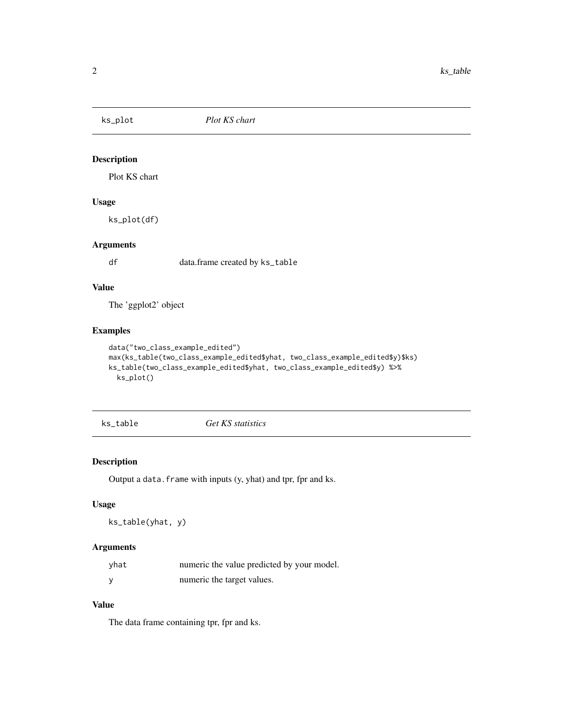## ks_plot — *Plot KS chart*

### Description

Plot KS chart

### Usage

```
ks_plot(df)
```

### Arguments

| | |
|---|---|
| df | data.frame created by `ks_table` |

### Value

The 'ggplot2' object

### Examples

```
data("two_class_example_edited")
max(ks_table(two_class_example_edited$yhat, two_class_example_edited$y)$ks)
ks_table(two_class_example_edited$yhat, two_class_example_edited$y) %>%
  ks_plot()
```

## ks_table — *Get KS statistics*

### Description

Output a `data.frame` with inputs (y, yhat) and tpr, fpr and ks.

### Usage

```
ks_table(yhat, y)
```

### Arguments

| | |
|---|---|
| yhat | numeric the value predicted by your model. |
| y | numeric the target values. |

### Value

The data frame containing tpr, fpr and ks.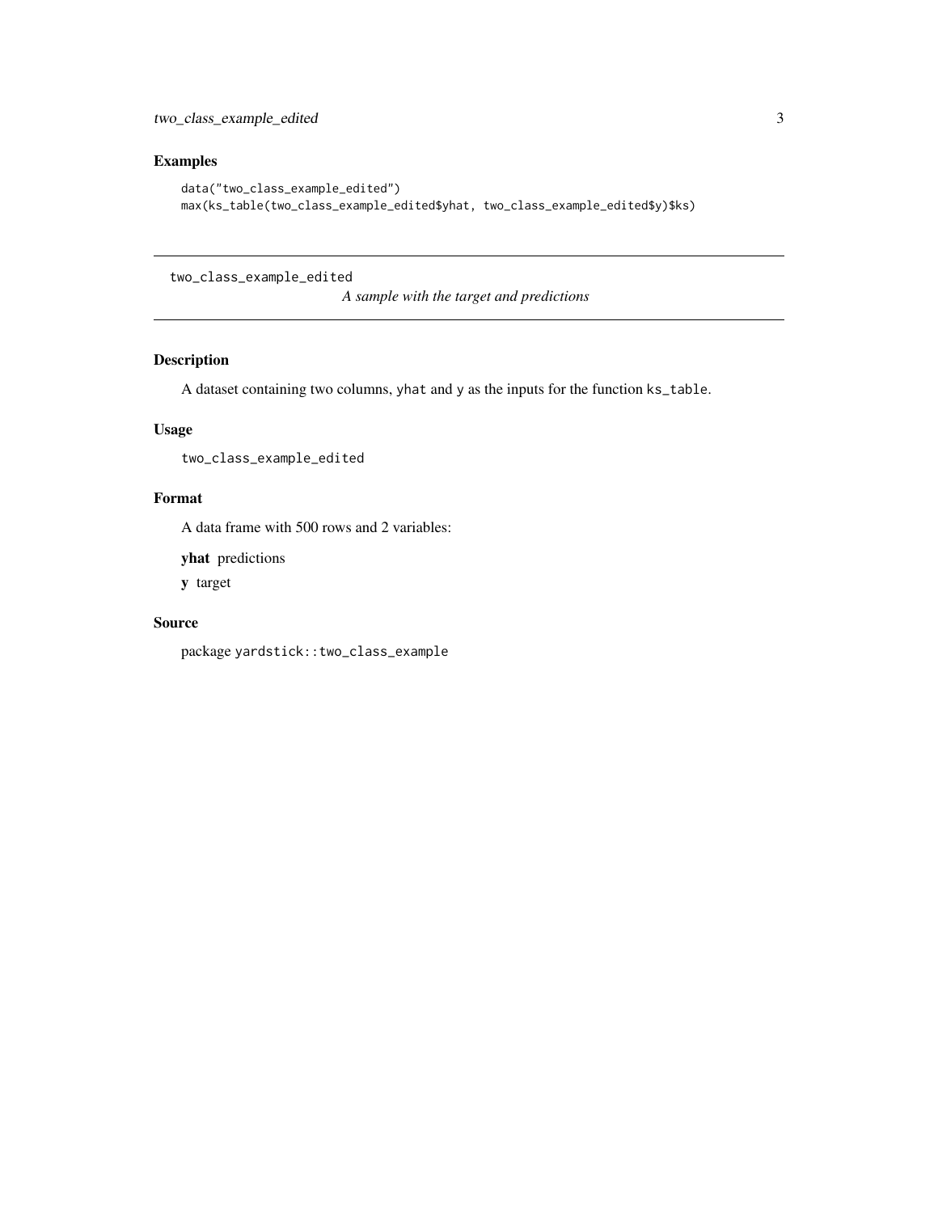## Examples

```
data("two_class_example_edited")
max(ks_table(two_class_example_edited$yhat, two_class_example_edited$y)$ks)
```

---

# two_class_example_edited

*A sample with the target and predictions*

---

## Description

A dataset containing two columns, yhat and y as the inputs for the function ks_table.

## Usage

```
two_class_example_edited
```

## Format

A data frame with 500 rows and 2 variables:

**yhat** predictions

**y** target

## Source

package yardstick::two_class_example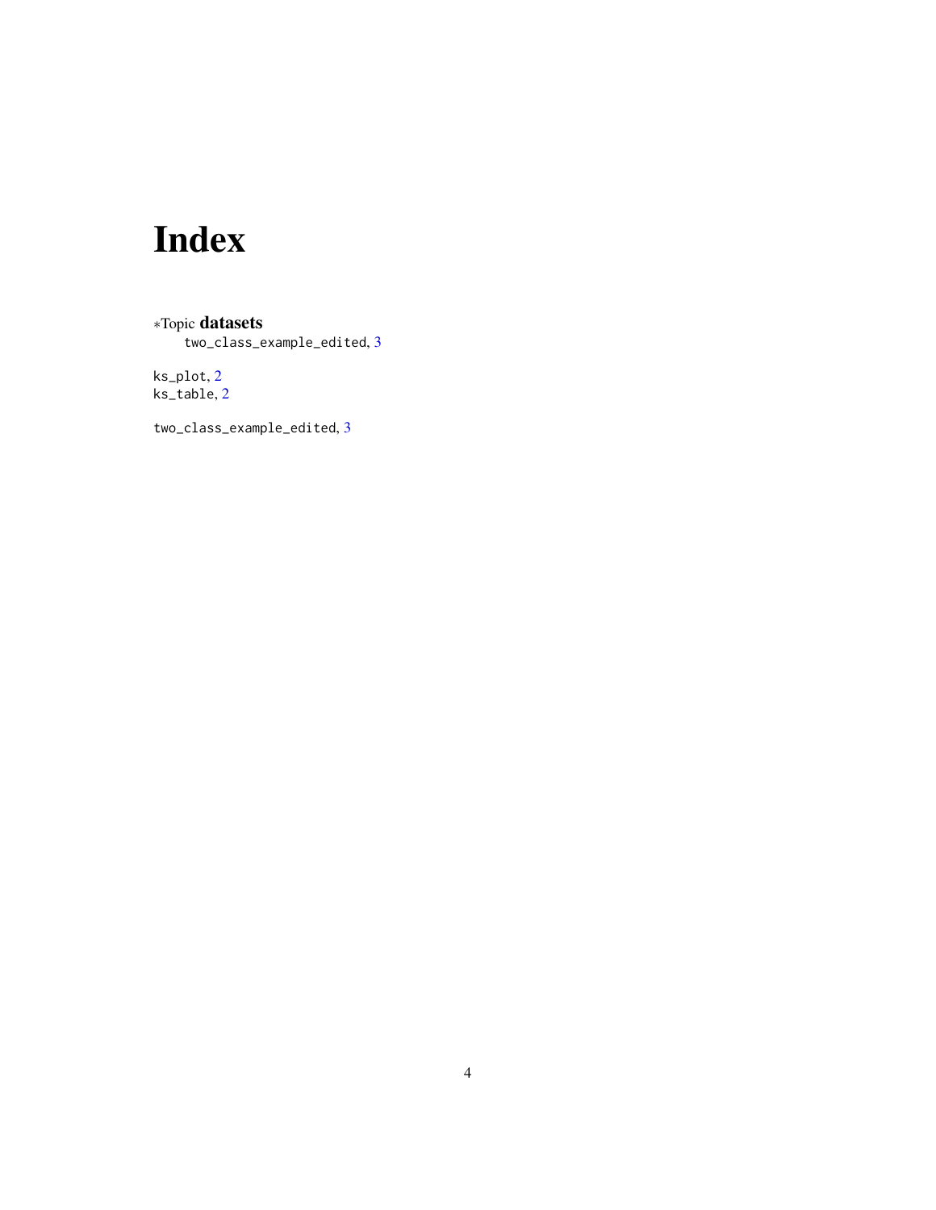# Index

∗Topic **datasets**
    two_class_example_edited, 3

ks_plot, 2
ks_table, 2

two_class_example_edited, 3